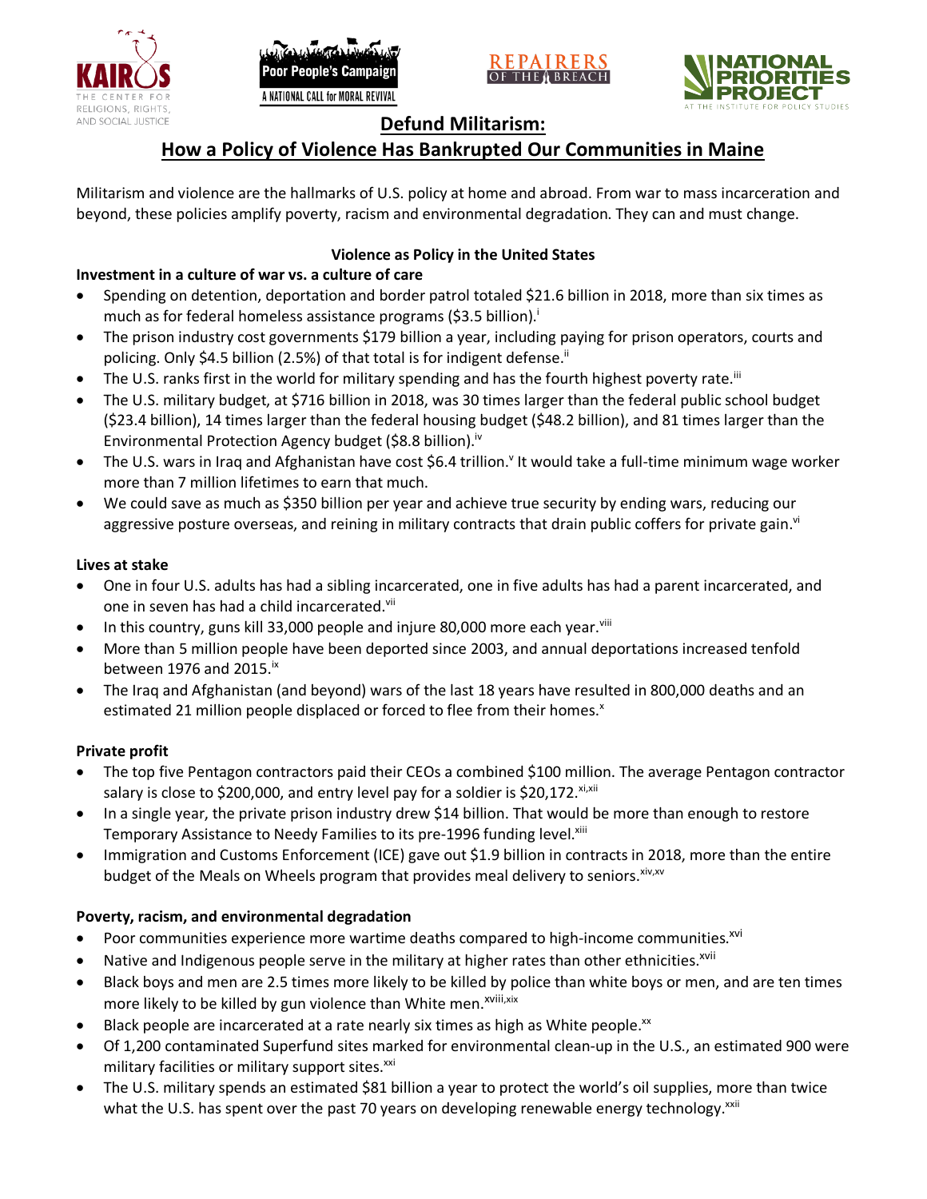# Defund Militarism:
# How a Policy of Violence Has Bankrupted Our Communities in Maine

Militarism and violence are the hallmarks of U.S. policy at home and abroad. From war to mass incarceration and beyond, these policies amplify poverty, racism and environmental degradation. They can and must change.

## Violence as Policy in the United States

### Investment in a culture of war vs. a culture of care

- Spending on detention, deportation and border patrol totaled $21.6 billion in 2018, more than six times as much as for federal homeless assistance programs ($3.5 billion).[i]
- The prison industry cost governments $179 billion a year, including paying for prison operators, courts and policing. Only $4.5 billion (2.5%) of that total is for indigent defense.[ii]
- The U.S. ranks first in the world for military spending and has the fourth highest poverty rate.[iii]
- The U.S. military budget, at $716 billion in 2018, was 30 times larger than the federal public school budget ($23.4 billion), 14 times larger than the federal housing budget ($48.2 billion), and 81 times larger than the Environmental Protection Agency budget ($8.8 billion).[iv]
- The U.S. wars in Iraq and Afghanistan have cost $6.4 trillion.[v] It would take a full-time minimum wage worker more than 7 million lifetimes to earn that much.
- We could save as much as $350 billion per year and achieve true security by ending wars, reducing our aggressive posture overseas, and reining in military contracts that drain public coffers for private gain.[vi]

### Lives at stake

- One in four U.S. adults has had a sibling incarcerated, one in five adults has had a parent incarcerated, and one in seven has had a child incarcerated.[vii]
- In this country, guns kill 33,000 people and injure 80,000 more each year.[viii]
- More than 5 million people have been deported since 2003, and annual deportations increased tenfold between 1976 and 2015.[ix]
- The Iraq and Afghanistan (and beyond) wars of the last 18 years have resulted in 800,000 deaths and an estimated 21 million people displaced or forced to flee from their homes.[x]

### Private profit

- The top five Pentagon contractors paid their CEOs a combined $100 million. The average Pentagon contractor salary is close to $200,000, and entry level pay for a soldier is $20,172.[xi,xii]
- In a single year, the private prison industry drew $14 billion. That would be more than enough to restore Temporary Assistance to Needy Families to its pre-1996 funding level.[xiii]
- Immigration and Customs Enforcement (ICE) gave out $1.9 billion in contracts in 2018, more than the entire budget of the Meals on Wheels program that provides meal delivery to seniors.[xiv,xv]

### Poverty, racism, and environmental degradation

- Poor communities experience more wartime deaths compared to high-income communities.[xvi]
- Native and Indigenous people serve in the military at higher rates than other ethnicities.[xvii]
- Black boys and men are 2.5 times more likely to be killed by police than white boys or men, and are ten times more likely to be killed by gun violence than White men.[xviii,xix]
- Black people are incarcerated at a rate nearly six times as high as White people.[xx]
- Of 1,200 contaminated Superfund sites marked for environmental clean-up in the U.S., an estimated 900 were military facilities or military support sites.[xxi]
- The U.S. military spends an estimated $81 billion a year to protect the world's oil supplies, more than twice what the U.S. has spent over the past 70 years on developing renewable energy technology.[xxii]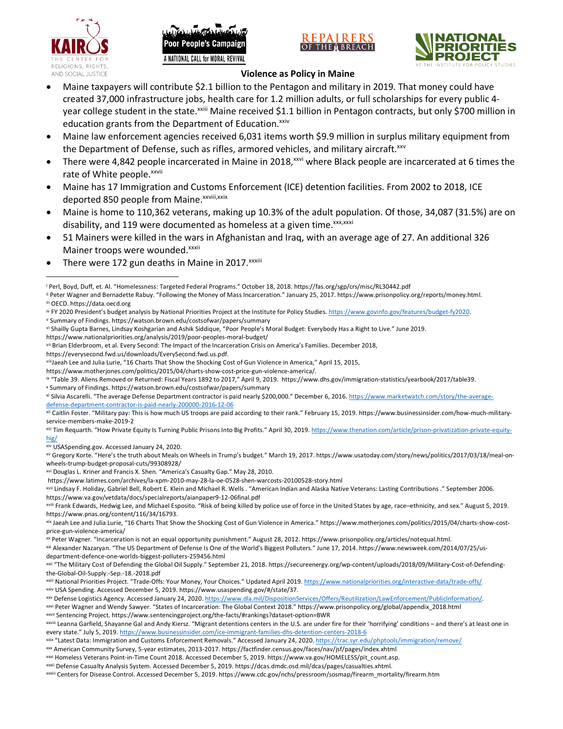## Violence as Policy in Maine

- Maine taxpayers will contribute $2.1 billion to the Pentagon and military in 2019. That money could have created 37,000 infrastructure jobs, health care for 1.2 million adults, or full scholarships for every public 4-year college student in the state.[xxiii] Maine received $1.1 billion in Pentagon contracts, but only $700 million in education grants from the Department of Education.[xxiv]
- Maine law enforcement agencies received 6,031 items worth $9.9 million in surplus military equipment from the Department of Defense, such as rifles, armored vehicles, and military aircraft.[xxv]
- There were 4,842 people incarcerated in Maine in 2018,[xxvi] where Black people are incarcerated at 6 times the rate of White people.[xxvii]
- Maine has 17 Immigration and Customs Enforcement (ICE) detention facilities. From 2002 to 2018, ICE deported 850 people from Maine.[xxviii,xxix]
- Maine is home to 110,362 veterans, making up 10.3% of the adult population. Of those, 34,087 (31.5%) are on disability, and 119 were documented as homeless at a given time.[xxx,xxxi]
- 51 Mainers were killed in the wars in Afghanistan and Iraq, with an average age of 27. An additional 326 Mainer troops were wounded.[xxxii]
- There were 172 gun deaths in Maine in 2017.[xxxiii]

---

[i] Perl, Boyd, Duff, et. Al. "Homelessness: Targeted Federal Programs." October 18, 2018. https://fas.org/sgp/crs/misc/RL30442.pdf

[ii] Peter Wagner and Bernadette Rabuy. "Following the Money of Mass Incarceration." January 25, 2017. https://www.prisonpolicy.org/reports/money.html.

[iii] OECD. https://data.oecd.org

[iv] FY 2020 President's budget analysis by National Priorities Project at the Institute for Policy Studies. https://www.govinfo.gov/features/budget-fy2020.

[v] Summary of Findings. https://watson.brown.edu/costsofwar/papers/summary

[vi] Shailly Gupta Barnes, Lindsay Koshgarian and Ashik Siddique, "Poor People's Moral Budget: Everybody Has a Right to Live." June 2019. https://www.nationalpriorities.org/analysis/2019/poor-peoples-moral-budget/

[vii] Brian Elderbroom, et al. Every Second: The Impact of the Incarceration Crisis on America's Families. December 2018, https://everysecond.fwd.us/downloads/EverySecond.fwd.us.pdf.

[viii] Jaeah Lee and Julia Lurie, "16 Charts That Show the Shocking Cost of Gun Violence in America," April 15, 2015, https://www.motherjones.com/politics/2015/04/charts-show-cost-price-gun-violence-america/.

[ix] "Table 39. Aliens Removed or Returned: Fiscal Years 1892 to 2017," April 9, 2019. https://www.dhs.gov/immigration-statistics/yearbook/2017/table39.

[x] Summary of Findings. https://watson.brown.edu/costsofwar/papers/summary

[xi] Silvia Ascarelli. "The average Defense Department contractor is paid nearly $200,000." December 6, 2016. https://www.marketwatch.com/story/the-average-defense-department-contractor-is-paid-nearly-200000-2016-12-06

[xii] Caitlin Foster. "Military pay: This is how much US troops are paid according to their rank." February 15, 2019. https://www.businessinsider.com/how-much-military-service-members-make-2019-2

[xiii] Tim Requarth. "How Private Equity Is Turning Public Prisons Into Big Profits." April 30, 2019. https://www.thenation.com/article/prison-privatization-private-equity-hig/

[xiv] USASpending.gov. Accessed January 24, 2020.

[xv] Gregory Korte. "Here's the truth about Meals on Wheels in Trump's budget." March 19, 2017. https://www.usatoday.com/story/news/politics/2017/03/18/meal-on-wheels-trump-budget-proposal-cuts/99308928/

[xvi] Douglas L. Kriner and Francis X. Shen. "America's Casualty Gap." May 28, 2010. https://www.latimes.com/archives/la-xpm-2010-may-28-la-oe-0528-shen-warcosts-20100528-story.html

[xvii] Lindsay F. Holiday, Gabriel Bell, Robert E. Klein and Michael R. Wells . "American Indian and Alaska Native Veterans: Lasting Contributions ." September 2006. https://www.va.gov/vetdata/docs/specialreports/aianpaper9-12-06final.pdf

[xviii] Frank Edwards, Hedwig Lee, and Michael Esposito. "Risk of being killed by police use of force in the United States by age, race–ethnicity, and sex." August 5, 2019. https://www.pnas.org/content/116/34/16793.

[xix] Jaeah Lee and Julia Lurie, "16 Charts That Show the Shocking Cost of Gun Violence in America." https://www.motherjones.com/politics/2015/04/charts-show-cost-price-gun-violence-america/

[xx] Peter Wagner. "Incarceration is not an equal opportunity punishment." August 28, 2012. https://www.prisonpolicy.org/articles/notequal.html.

[xxi] Alexander Nazaryan. "The US Department of Defense Is One of the World's Biggest Polluters." June 17, 2014. https://www.newsweek.com/2014/07/25/us-department-defence-one-worlds-biggest-polluters-259456.html

[xxii] "The Military Cost of Defending the Global Oil Supply." September 21, 2018. https://secureenergy.org/wp-content/uploads/2018/09/Military-Cost-of-Defending-the-Global-Oil-Supply.-Sep.-18.-2018.pdf

[xxiii] National Priorities Project. "Trade-Offs: Your Money, Your Choices." Updated April 2019. https://www.nationalpriorities.org/interactive-data/trade-offs/

[xxiv] USA Spending. Accessed December 5, 2019. https://www.usaspending.gov/#/state/37.

[xxv] Defense Logistics Agency. Accessed January 24, 2020. https://www.dla.mil/DispositionServices/Offers/Reutilization/LawEnforcement/PublicInformation/.

[xxvi] Peter Wagner and Wendy Sawyer. "States of Incarceration: The Global Context 2018." https://www.prisonpolicy.org/global/appendix_2018.html

[xxvii] Sentencing Project. https://www.sentencingproject.org/the-facts/#rankings?dataset-option=BWR

[xxviii] Leanna Garfield, Shayanne Gal and Andy Kiersz. "Migrant detentions centers in the U.S. are under fire for their 'horrifying' conditions – and there's at least one in every state." July 5, 2019. https://www.businessinsider.com/ice-immigrant-families-dhs-detention-centers-2018-6

[xxix] "Latest Data: Immigration and Customs Enforcement Removals." Accessed January 24, 2020. https://trac.syr.edu/phptools/immigration/remove/

[xxx] American Community Survey, 5-year estimates, 2013-2017. https://factfinder.census.gov/faces/nav/jsf/pages/index.xhtml

[xxxi] Homeless Veterans Point-in-Time Count 2018. Accessed December 5, 2019. https://www.va.gov/HOMELESS/pit_count.asp.

[xxxii] Defense Casualty Analysis System. Accessed December 5, 2019. https://dcas.dmdc.osd.mil/dcas/pages/casualties.xhtml.

[xxxiii] Centers for Disease Control. Accessed December 5, 2019. https://www.cdc.gov/nchs/pressroom/sosmap/firearm_mortality/firearm.htm